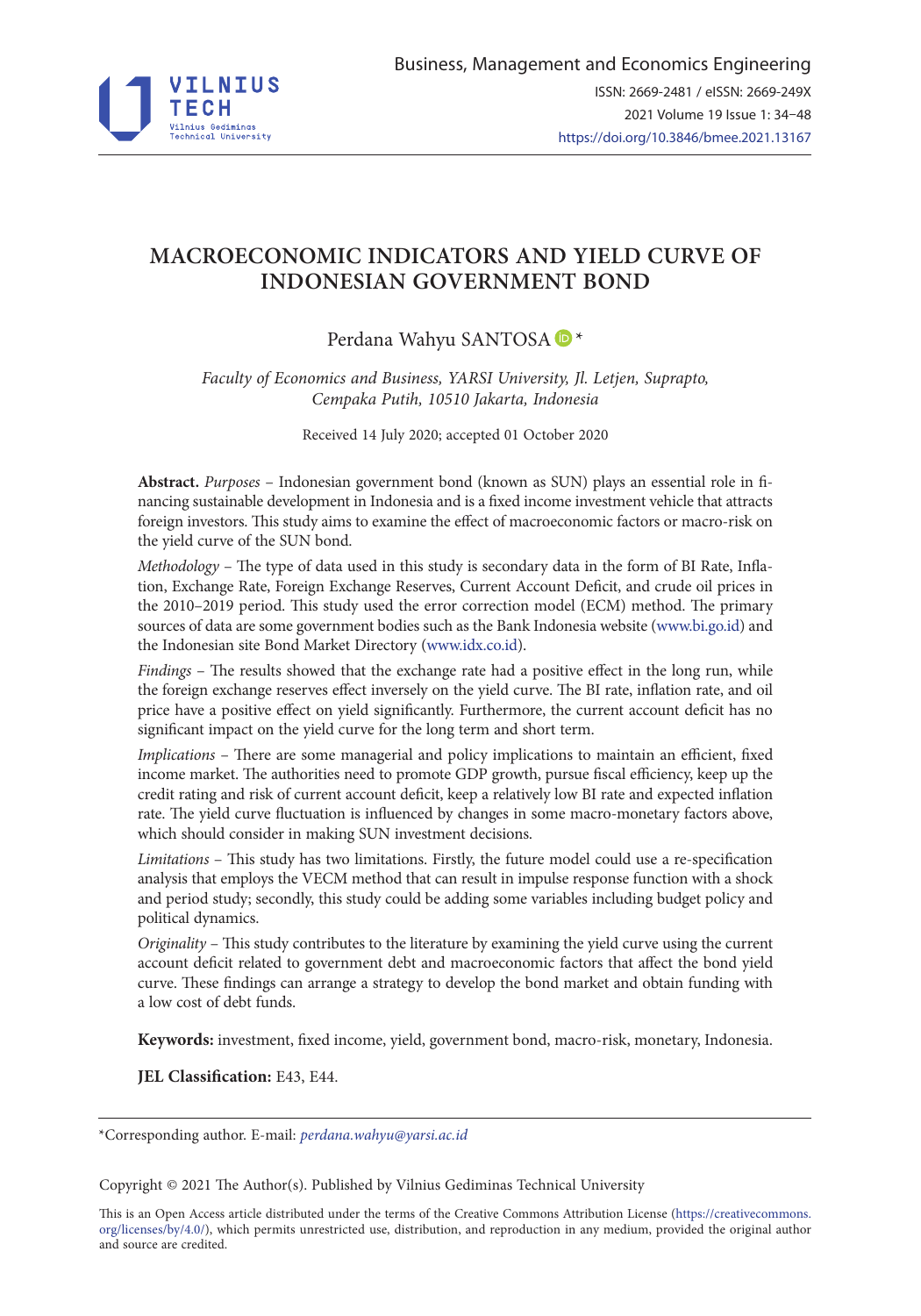# MACROECONOMIC INDICATORS AND YIELD CURVE OF INDONESIAN GOVERNMENT BOND

Perdana Wahyu SANTOSA *

*Faculty of Economics and Business, YARSI University, Jl. Letjen, Suprapto, Cempaka Putih, 10510 Jakarta, Indonesia*

Received 14 July 2020; accepted 01 October 2020

**Abstract.** *Purposes* – Indonesian government bond (known as SUN) plays an essential role in financing sustainable development in Indonesia and is a fixed income investment vehicle that attracts foreign investors. This study aims to examine the effect of macroeconomic factors or macro-risk on the yield curve of the SUN bond.

*Methodology* – The type of data used in this study is secondary data in the form of BI Rate, Inflation, Exchange Rate, Foreign Exchange Reserves, Current Account Deficit, and crude oil prices in the 2010–2019 period. This study used the error correction model (ECM) method. The primary sources of data are some government bodies such as the Bank Indonesia website (www.bi.go.id) and the Indonesian site Bond Market Directory (www.idx.co.id).

*Findings* – The results showed that the exchange rate had a positive effect in the long run, while the foreign exchange reserves effect inversely on the yield curve. The BI rate, inflation rate, and oil price have a positive effect on yield significantly. Furthermore, the current account deficit has no significant impact on the yield curve for the long term and short term.

*Implications* – There are some managerial and policy implications to maintain an efficient, fixed income market. The authorities need to promote GDP growth, pursue fiscal efficiency, keep up the credit rating and risk of current account deficit, keep a relatively low BI rate and expected inflation rate. The yield curve fluctuation is influenced by changes in some macro-monetary factors above, which should consider in making SUN investment decisions.

*Limitations* – This study has two limitations. Firstly, the future model could use a re-specification analysis that employs the VECM method that can result in impulse response function with a shock and period study; secondly, this study could be adding some variables including budget policy and political dynamics.

*Originality* – This study contributes to the literature by examining the yield curve using the current account deficit related to government debt and macroeconomic factors that affect the bond yield curve. These findings can arrange a strategy to develop the bond market and obtain funding with a low cost of debt funds.

**Keywords:** investment, fixed income, yield, government bond, macro-risk, monetary, Indonesia.

**JEL Classification:** E43, E44.

---

*Corresponding author. E-mail: *perdana.wahyu@yarsi.ac.id*

Copyright © 2021 The Author(s). Published by Vilnius Gediminas Technical University

This is an Open Access article distributed under the terms of the Creative Commons Attribution License (https://creativecommons.org/licenses/by/4.0/), which permits unrestricted use, distribution, and reproduction in any medium, provided the original author and source are credited.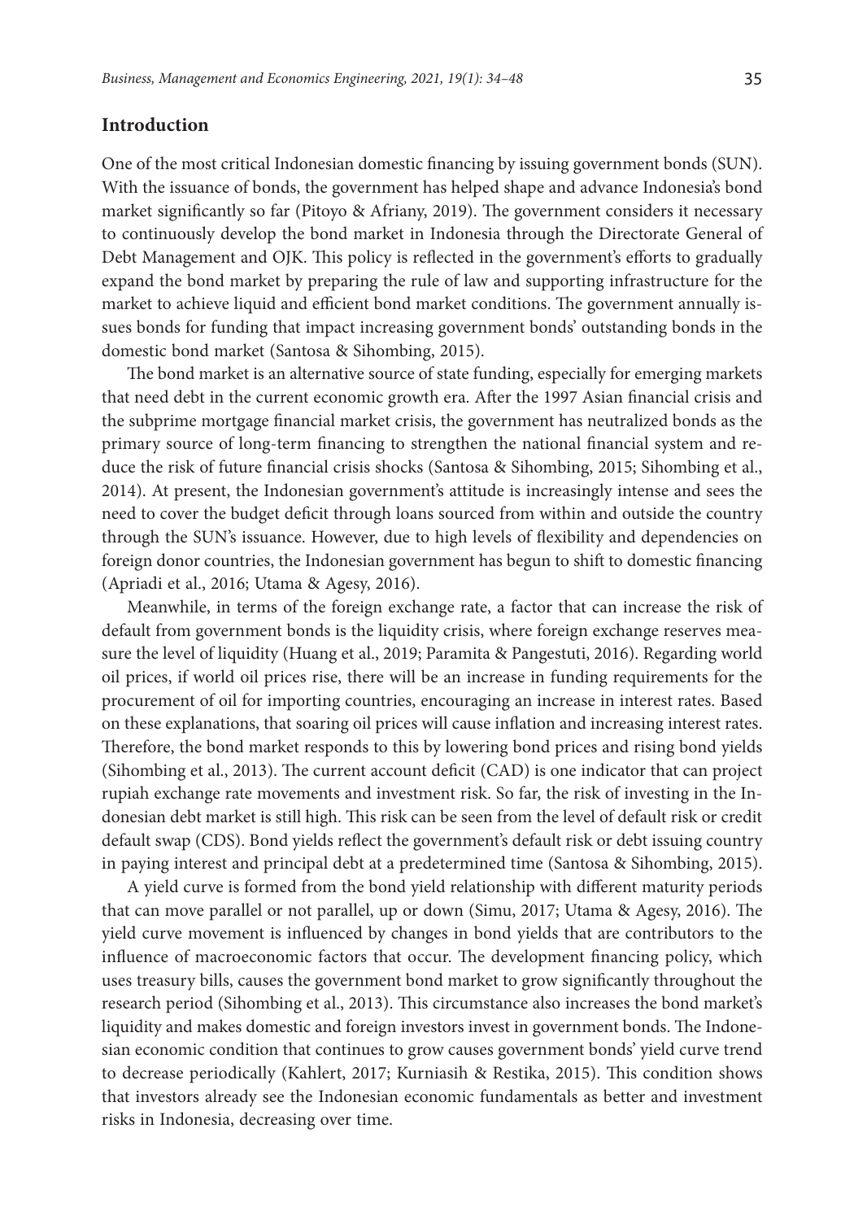## Introduction

One of the most critical Indonesian domestic financing by issuing government bonds (SUN). With the issuance of bonds, the government has helped shape and advance Indonesia's bond market significantly so far (Pitoyo & Afriany, 2019). The government considers it necessary to continuously develop the bond market in Indonesia through the Directorate General of Debt Management and OJK. This policy is reflected in the government's efforts to gradually expand the bond market by preparing the rule of law and supporting infrastructure for the market to achieve liquid and efficient bond market conditions. The government annually issues bonds for funding that impact increasing government bonds' outstanding bonds in the domestic bond market (Santosa & Sihombing, 2015).

The bond market is an alternative source of state funding, especially for emerging markets that need debt in the current economic growth era. After the 1997 Asian financial crisis and the subprime mortgage financial market crisis, the government has neutralized bonds as the primary source of long-term financing to strengthen the national financial system and reduce the risk of future financial crisis shocks (Santosa & Sihombing, 2015; Sihombing et al., 2014). At present, the Indonesian government's attitude is increasingly intense and sees the need to cover the budget deficit through loans sourced from within and outside the country through the SUN's issuance. However, due to high levels of flexibility and dependencies on foreign donor countries, the Indonesian government has begun to shift to domestic financing (Apriadi et al., 2016; Utama & Agesy, 2016).

Meanwhile, in terms of the foreign exchange rate, a factor that can increase the risk of default from government bonds is the liquidity crisis, where foreign exchange reserves measure the level of liquidity (Huang et al., 2019; Paramita & Pangestuti, 2016). Regarding world oil prices, if world oil prices rise, there will be an increase in funding requirements for the procurement of oil for importing countries, encouraging an increase in interest rates. Based on these explanations, that soaring oil prices will cause inflation and increasing interest rates. Therefore, the bond market responds to this by lowering bond prices and rising bond yields (Sihombing et al., 2013). The current account deficit (CAD) is one indicator that can project rupiah exchange rate movements and investment risk. So far, the risk of investing in the Indonesian debt market is still high. This risk can be seen from the level of default risk or credit default swap (CDS). Bond yields reflect the government's default risk or debt issuing country in paying interest and principal debt at a predetermined time (Santosa & Sihombing, 2015).

A yield curve is formed from the bond yield relationship with different maturity periods that can move parallel or not parallel, up or down (Simu, 2017; Utama & Agesy, 2016). The yield curve movement is influenced by changes in bond yields that are contributors to the influence of macroeconomic factors that occur. The development financing policy, which uses treasury bills, causes the government bond market to grow significantly throughout the research period (Sihombing et al., 2013). This circumstance also increases the bond market's liquidity and makes domestic and foreign investors invest in government bonds. The Indonesian economic condition that continues to grow causes government bonds' yield curve trend to decrease periodically (Kahlert, 2017; Kurniasih & Restika, 2015). This condition shows that investors already see the Indonesian economic fundamentals as better and investment risks in Indonesia, decreasing over time.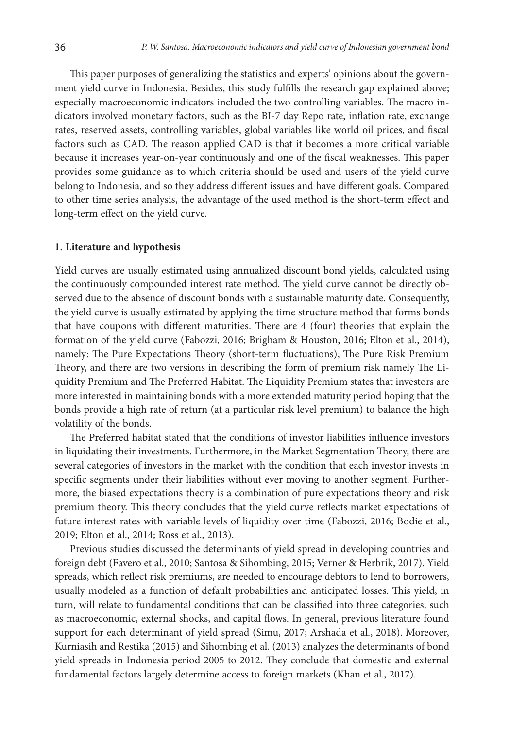This paper purposes of generalizing the statistics and experts' opinions about the government yield curve in Indonesia. Besides, this study fulfills the research gap explained above; especially macroeconomic indicators included the two controlling variables. The macro indicators involved monetary factors, such as the BI-7 day Repo rate, inflation rate, exchange rates, reserved assets, controlling variables, global variables like world oil prices, and fiscal factors such as CAD. The reason applied CAD is that it becomes a more critical variable because it increases year-on-year continuously and one of the fiscal weaknesses. This paper provides some guidance as to which criteria should be used and users of the yield curve belong to Indonesia, and so they address different issues and have different goals. Compared to other time series analysis, the advantage of the used method is the short-term effect and long-term effect on the yield curve.

## 1. Literature and hypothesis

Yield curves are usually estimated using annualized discount bond yields, calculated using the continuously compounded interest rate method. The yield curve cannot be directly observed due to the absence of discount bonds with a sustainable maturity date. Consequently, the yield curve is usually estimated by applying the time structure method that forms bonds that have coupons with different maturities. There are 4 (four) theories that explain the formation of the yield curve (Fabozzi, 2016; Brigham & Houston, 2016; Elton et al., 2014), namely: The Pure Expectations Theory (short-term fluctuations), The Pure Risk Premium Theory, and there are two versions in describing the form of premium risk namely The Liquidity Premium and The Preferred Habitat. The Liquidity Premium states that investors are more interested in maintaining bonds with a more extended maturity period hoping that the bonds provide a high rate of return (at a particular risk level premium) to balance the high volatility of the bonds.

The Preferred habitat stated that the conditions of investor liabilities influence investors in liquidating their investments. Furthermore, in the Market Segmentation Theory, there are several categories of investors in the market with the condition that each investor invests in specific segments under their liabilities without ever moving to another segment. Furthermore, the biased expectations theory is a combination of pure expectations theory and risk premium theory. This theory concludes that the yield curve reflects market expectations of future interest rates with variable levels of liquidity over time (Fabozzi, 2016; Bodie et al., 2019; Elton et al., 2014; Ross et al., 2013).

Previous studies discussed the determinants of yield spread in developing countries and foreign debt (Favero et al., 2010; Santosa & Sihombing, 2015; Verner & Herbrik, 2017). Yield spreads, which reflect risk premiums, are needed to encourage debtors to lend to borrowers, usually modeled as a function of default probabilities and anticipated losses. This yield, in turn, will relate to fundamental conditions that can be classified into three categories, such as macroeconomic, external shocks, and capital flows. In general, previous literature found support for each determinant of yield spread (Simu, 2017; Arshada et al., 2018). Moreover, Kurniasih and Restika (2015) and Sihombing et al. (2013) analyzes the determinants of bond yield spreads in Indonesia period 2005 to 2012. They conclude that domestic and external fundamental factors largely determine access to foreign markets (Khan et al., 2017).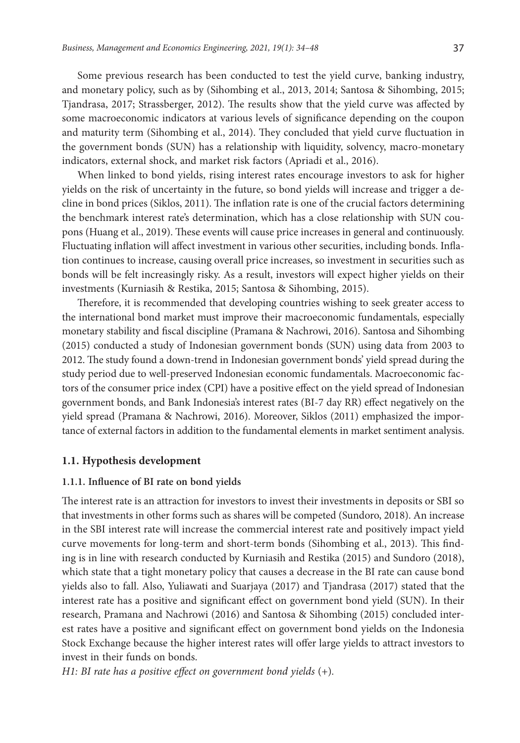Some previous research has been conducted to test the yield curve, banking industry, and monetary policy, such as by (Sihombing et al., 2013, 2014; Santosa & Sihombing, 2015; Tjandrasa, 2017; Strassberger, 2012). The results show that the yield curve was affected by some macroeconomic indicators at various levels of significance depending on the coupon and maturity term (Sihombing et al., 2014). They concluded that yield curve fluctuation in the government bonds (SUN) has a relationship with liquidity, solvency, macro-monetary indicators, external shock, and market risk factors (Apriadi et al., 2016).

When linked to bond yields, rising interest rates encourage investors to ask for higher yields on the risk of uncertainty in the future, so bond yields will increase and trigger a decline in bond prices (Siklos, 2011). The inflation rate is one of the crucial factors determining the benchmark interest rate's determination, which has a close relationship with SUN coupons (Huang et al., 2019). These events will cause price increases in general and continuously. Fluctuating inflation will affect investment in various other securities, including bonds. Inflation continues to increase, causing overall price increases, so investment in securities such as bonds will be felt increasingly risky. As a result, investors will expect higher yields on their investments (Kurniasih & Restika, 2015; Santosa & Sihombing, 2015).

Therefore, it is recommended that developing countries wishing to seek greater access to the international bond market must improve their macroeconomic fundamentals, especially monetary stability and fiscal discipline (Pramana & Nachrowi, 2016). Santosa and Sihombing (2015) conducted a study of Indonesian government bonds (SUN) using data from 2003 to 2012. The study found a down-trend in Indonesian government bonds' yield spread during the study period due to well-preserved Indonesian economic fundamentals. Macroeconomic factors of the consumer price index (CPI) have a positive effect on the yield spread of Indonesian government bonds, and Bank Indonesia's interest rates (BI-7 day RR) effect negatively on the yield spread (Pramana & Nachrowi, 2016). Moreover, Siklos (2011) emphasized the importance of external factors in addition to the fundamental elements in market sentiment analysis.

### 1.1. Hypothesis development

#### 1.1.1. Influence of BI rate on bond yields

The interest rate is an attraction for investors to invest their investments in deposits or SBI so that investments in other forms such as shares will be competed (Sundoro, 2018). An increase in the SBI interest rate will increase the commercial interest rate and positively impact yield curve movements for long-term and short-term bonds (Sihombing et al., 2013). This finding is in line with research conducted by Kurniasih and Restika (2015) and Sundoro (2018), which state that a tight monetary policy that causes a decrease in the BI rate can cause bond yields also to fall. Also, Yuliawati and Suarjaya (2017) and Tjandrasa (2017) stated that the interest rate has a positive and significant effect on government bond yield (SUN). In their research, Pramana and Nachrowi (2016) and Santosa & Sihombing (2015) concluded interest rates have a positive and significant effect on government bond yields on the Indonesia Stock Exchange because the higher interest rates will offer large yields to attract investors to invest in their funds on bonds.

*H1: BI rate has a positive effect on government bond yields* (+).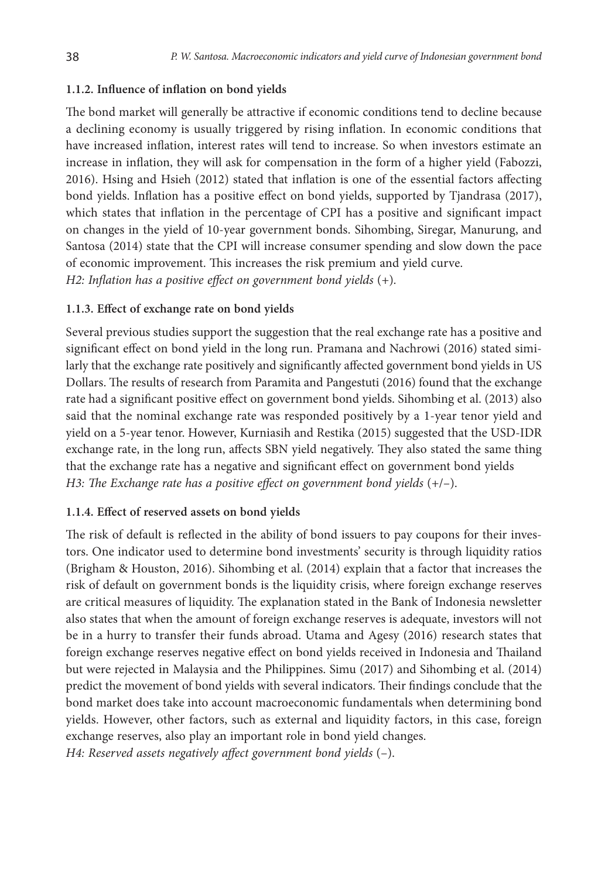#### 1.1.2. Influence of inflation on bond yields

The bond market will generally be attractive if economic conditions tend to decline because a declining economy is usually triggered by rising inflation. In economic conditions that have increased inflation, interest rates will tend to increase. So when investors estimate an increase in inflation, they will ask for compensation in the form of a higher yield (Fabozzi, 2016). Hsing and Hsieh (2012) stated that inflation is one of the essential factors affecting bond yields. Inflation has a positive effect on bond yields, supported by Tjandrasa (2017), which states that inflation in the percentage of CPI has a positive and significant impact on changes in the yield of 10-year government bonds. Sihombing, Siregar, Manurung, and Santosa (2014) state that the CPI will increase consumer spending and slow down the pace of economic improvement. This increases the risk premium and yield curve.
*H2: Inflation has a positive effect on government bond yields* (+).

#### 1.1.3. Effect of exchange rate on bond yields

Several previous studies support the suggestion that the real exchange rate has a positive and significant effect on bond yield in the long run. Pramana and Nachrowi (2016) stated similarly that the exchange rate positively and significantly affected government bond yields in US Dollars. The results of research from Paramita and Pangestuti (2016) found that the exchange rate had a significant positive effect on government bond yields. Sihombing et al. (2013) also said that the nominal exchange rate was responded positively by a 1-year tenor yield and yield on a 5-year tenor. However, Kurniasih and Restika (2015) suggested that the USD-IDR exchange rate, in the long run, affects SBN yield negatively. They also stated the same thing that the exchange rate has a negative and significant effect on government bond yields
*H3: The Exchange rate has a positive effect on government bond yields* (+/–).

#### 1.1.4. Effect of reserved assets on bond yields

The risk of default is reflected in the ability of bond issuers to pay coupons for their investors. One indicator used to determine bond investments' security is through liquidity ratios (Brigham & Houston, 2016). Sihombing et al. (2014) explain that a factor that increases the risk of default on government bonds is the liquidity crisis, where foreign exchange reserves are critical measures of liquidity. The explanation stated in the Bank of Indonesia newsletter also states that when the amount of foreign exchange reserves is adequate, investors will not be in a hurry to transfer their funds abroad. Utama and Agesy (2016) research states that foreign exchange reserves negative effect on bond yields received in Indonesia and Thailand but were rejected in Malaysia and the Philippines. Simu (2017) and Sihombing et al. (2014) predict the movement of bond yields with several indicators. Their findings conclude that the bond market does take into account macroeconomic fundamentals when determining bond yields. However, other factors, such as external and liquidity factors, in this case, foreign exchange reserves, also play an important role in bond yield changes.
*H4: Reserved assets negatively affect government bond yields* (–).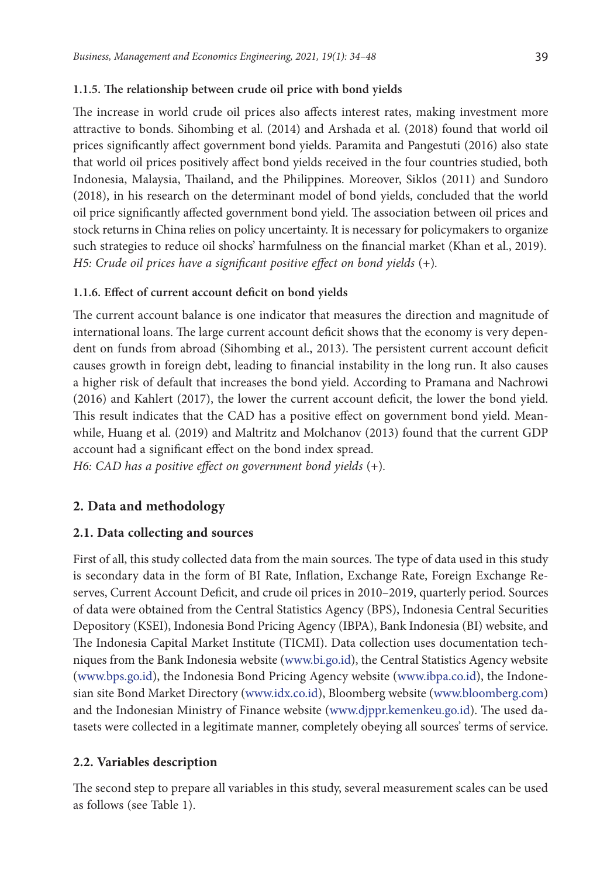#### 1.1.5. The relationship between crude oil price with bond yields

The increase in world crude oil prices also affects interest rates, making investment more attractive to bonds. Sihombing et al. (2014) and Arshada et al. (2018) found that world oil prices significantly affect government bond yields. Paramita and Pangestuti (2016) also state that world oil prices positively affect bond yields received in the four countries studied, both Indonesia, Malaysia, Thailand, and the Philippines. Moreover, Siklos (2011) and Sundoro (2018), in his research on the determinant model of bond yields, concluded that the world oil price significantly affected government bond yield. The association between oil prices and stock returns in China relies on policy uncertainty. It is necessary for policymakers to organize such strategies to reduce oil shocks' harmfulness on the financial market (Khan et al., 2019).
*H5: Crude oil prices have a significant positive effect on bond yields* (+).

#### 1.1.6. Effect of current account deficit on bond yields

The current account balance is one indicator that measures the direction and magnitude of international loans. The large current account deficit shows that the economy is very dependent on funds from abroad (Sihombing et al., 2013). The persistent current account deficit causes growth in foreign debt, leading to financial instability in the long run. It also causes a higher risk of default that increases the bond yield. According to Pramana and Nachrowi (2016) and Kahlert (2017), the lower the current account deficit, the lower the bond yield. This result indicates that the CAD has a positive effect on government bond yield. Meanwhile, Huang et al. (2019) and Maltritz and Molchanov (2013) found that the current GDP account had a significant effect on the bond index spread.
*H6: CAD has a positive effect on government bond yields* (+).

## 2. Data and methodology

### 2.1. Data collecting and sources

First of all, this study collected data from the main sources. The type of data used in this study is secondary data in the form of BI Rate, Inflation, Exchange Rate, Foreign Exchange Reserves, Current Account Deficit, and crude oil prices in 2010–2019, quarterly period. Sources of data were obtained from the Central Statistics Agency (BPS), Indonesia Central Securities Depository (KSEI), Indonesia Bond Pricing Agency (IBPA), Bank Indonesia (BI) website, and The Indonesia Capital Market Institute (TICMI). Data collection uses documentation techniques from the Bank Indonesia website (www.bi.go.id), the Central Statistics Agency website (www.bps.go.id), the Indonesia Bond Pricing Agency website (www.ibpa.co.id), the Indonesian site Bond Market Directory (www.idx.co.id), Bloomberg website (www.bloomberg.com) and the Indonesian Ministry of Finance website (www.djppr.kemenkeu.go.id). The used datasets were collected in a legitimate manner, completely obeying all sources' terms of service.

### 2.2. Variables description

The second step to prepare all variables in this study, several measurement scales can be used as follows (see Table 1).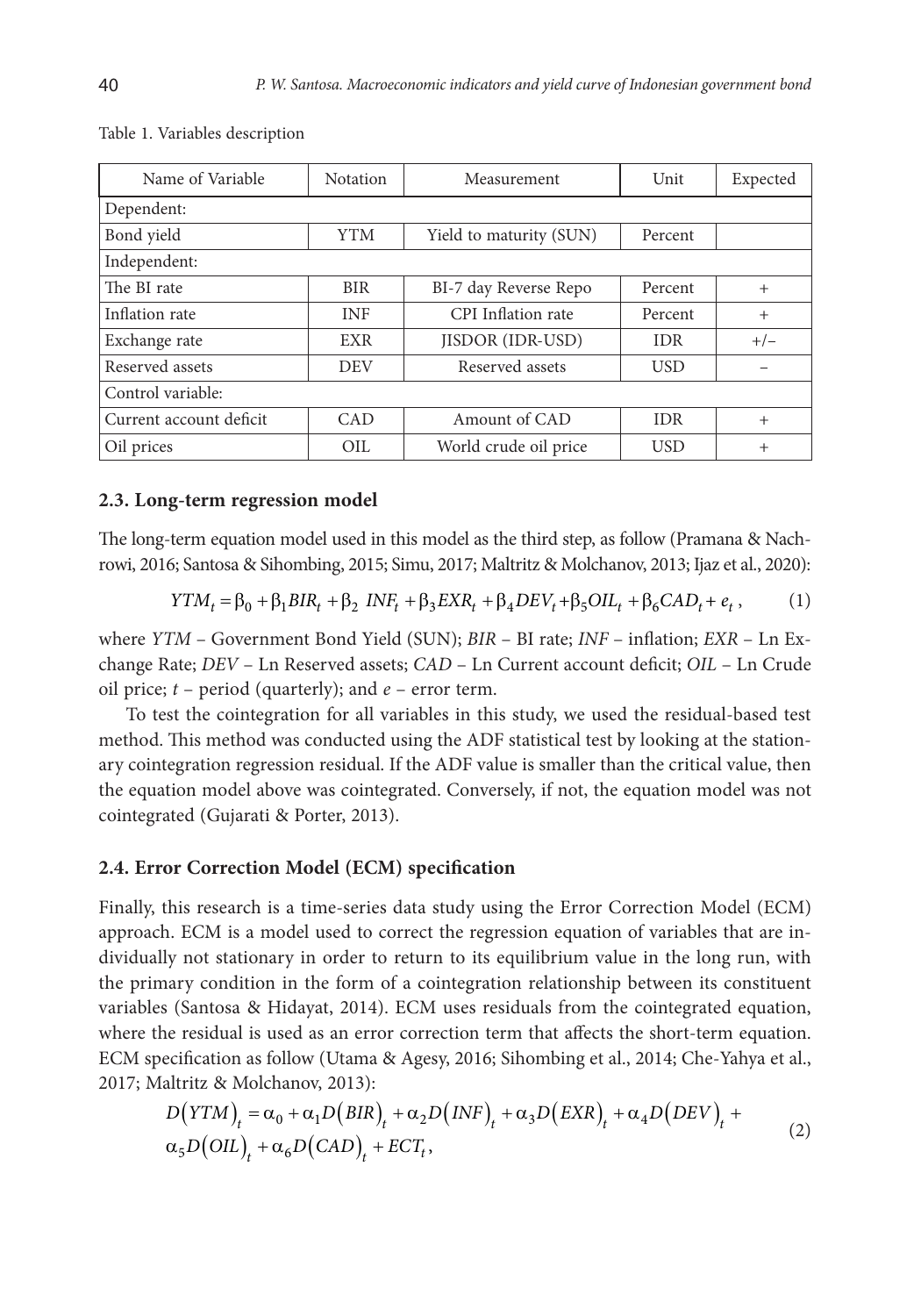Table 1. Variables description

| Name of Variable | Notation | Measurement | Unit | Expected |
|---|---|---|---|---|
| Dependent: | | | | |
| Bond yield | YTM | Yield to maturity (SUN) | Percent | |
| Independent: | | | | |
| The BI rate | BIR | BI-7 day Reverse Repo | Percent | + |
| Inflation rate | INF | CPI Inflation rate | Percent | + |
| Exchange rate | EXR | JISDOR (IDR-USD) | IDR | +/– |
| Reserved assets | DEV | Reserved assets | USD | – |
| Control variable: | | | | |
| Current account deficit | CAD | Amount of CAD | IDR | + |
| Oil prices | OIL | World crude oil price | USD | + |

### 2.3. Long-term regression model

The long-term equation model used in this model as the third step, as follow (Pramana & Nachrowi, 2016; Santosa & Sihombing, 2015; Simu, 2017; Maltritz & Molchanov, 2013; Ijaz et al., 2020):

$$YTM_t = \beta_0 + \beta_1 BIR_t + \beta_2\ INF_t + \beta_3 EXR_t + \beta_4 DEV_t + \beta_5 OIL_t + \beta_6 CAD_t + e_t\,, \tag{1}$$

where *YTM* – Government Bond Yield (SUN); *BIR* – BI rate; *INF* – inflation; *EXR* – Ln Exchange Rate; *DEV* – Ln Reserved assets; *CAD* – Ln Current account deficit; *OIL* – Ln Crude oil price; *t* – period (quarterly); and *e* – error term.

To test the cointegration for all variables in this study, we used the residual-based test method. This method was conducted using the ADF statistical test by looking at the stationary cointegration regression residual. If the ADF value is smaller than the critical value, then the equation model above was cointegrated. Conversely, if not, the equation model was not cointegrated (Gujarati & Porter, 2013).

### 2.4. Error Correction Model (ECM) specification

Finally, this research is a time-series data study using the Error Correction Model (ECM) approach. ECM is a model used to correct the regression equation of variables that are individually not stationary in order to return to its equilibrium value in the long run, with the primary condition in the form of a cointegration relationship between its constituent variables (Santosa & Hidayat, 2014). ECM uses residuals from the cointegrated equation, where the residual is used as an error correction term that affects the short-term equation. ECM specification as follow (Utama & Agesy, 2016; Sihombing et al., 2014; Che-Yahya et al., 2017; Maltritz & Molchanov, 2013):

$$\begin{aligned} D(YTM)_t &= \alpha_0 + \alpha_1 D(BIR)_t + \alpha_2 D(INF)_t + \alpha_3 D(EXR)_t + \alpha_4 D(DEV)_t + \\ &\alpha_5 D(OIL)_t + \alpha_6 D(CAD)_t + ECT_t, \end{aligned} \tag{2}$$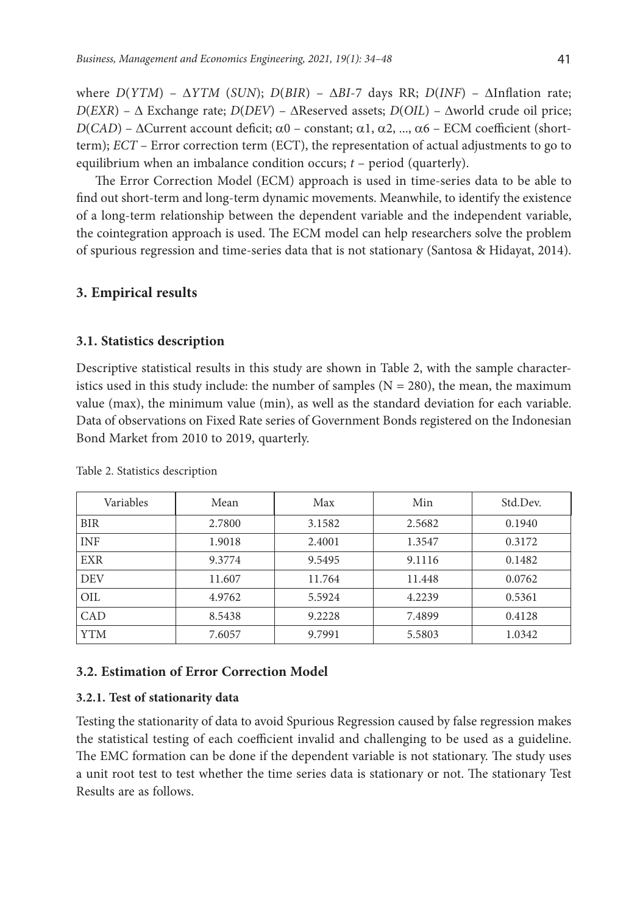where $D(YTM)$ – $\Delta YTM$ ($SUN$); $D(BIR)$ – $\Delta BI$-7 days RR; $D(INF)$ – $\Delta$Inflation rate; $D(EXR)$ – $\Delta$ Exchange rate; $D(DEV)$ – $\Delta$Reserved assets; $D(OIL)$ – $\Delta$world crude oil price; $D(CAD)$ – $\Delta$Current account deficit; $\alpha 0$ – constant; $\alpha 1$, $\alpha 2$, ..., $\alpha 6$ – ECM coefficient (short-term); $ECT$ – Error correction term (ECT), the representation of actual adjustments to go to equilibrium when an imbalance condition occurs; $t$ – period (quarterly).

The Error Correction Model (ECM) approach is used in time-series data to be able to find out short-term and long-term dynamic movements. Meanwhile, to identify the existence of a long-term relationship between the dependent variable and the independent variable, the cointegration approach is used. The ECM model can help researchers solve the problem of spurious regression and time-series data that is not stationary (Santosa & Hidayat, 2014).

## 3. Empirical results

### 3.1. Statistics description

Descriptive statistical results in this study are shown in Table 2, with the sample characteristics used in this study include: the number of samples ($N = 280$), the mean, the maximum value (max), the minimum value (min), as well as the standard deviation for each variable. Data of observations on Fixed Rate series of Government Bonds registered on the Indonesian Bond Market from 2010 to 2019, quarterly.

Table 2. Statistics description

| Variables | Mean | Max | Min | Std.Dev. |
|---|---|---|---|---|
| BIR | 2.7800 | 3.1582 | 2.5682 | 0.1940 |
| INF | 1.9018 | 2.4001 | 1.3547 | 0.3172 |
| EXR | 9.3774 | 9.5495 | 9.1116 | 0.1482 |
| DEV | 11.607 | 11.764 | 11.448 | 0.0762 |
| OIL | 4.9762 | 5.5924 | 4.2239 | 0.5361 |
| CAD | 8.5438 | 9.2228 | 7.4899 | 0.4128 |
| YTM | 7.6057 | 9.7991 | 5.5803 | 1.0342 |

### 3.2. Estimation of Error Correction Model

#### 3.2.1. Test of stationarity data

Testing the stationarity of data to avoid Spurious Regression caused by false regression makes the statistical testing of each coefficient invalid and challenging to be used as a guideline. The EMC formation can be done if the dependent variable is not stationary. The study uses a unit root test to test whether the time series data is stationary or not. The stationary Test Results are as follows.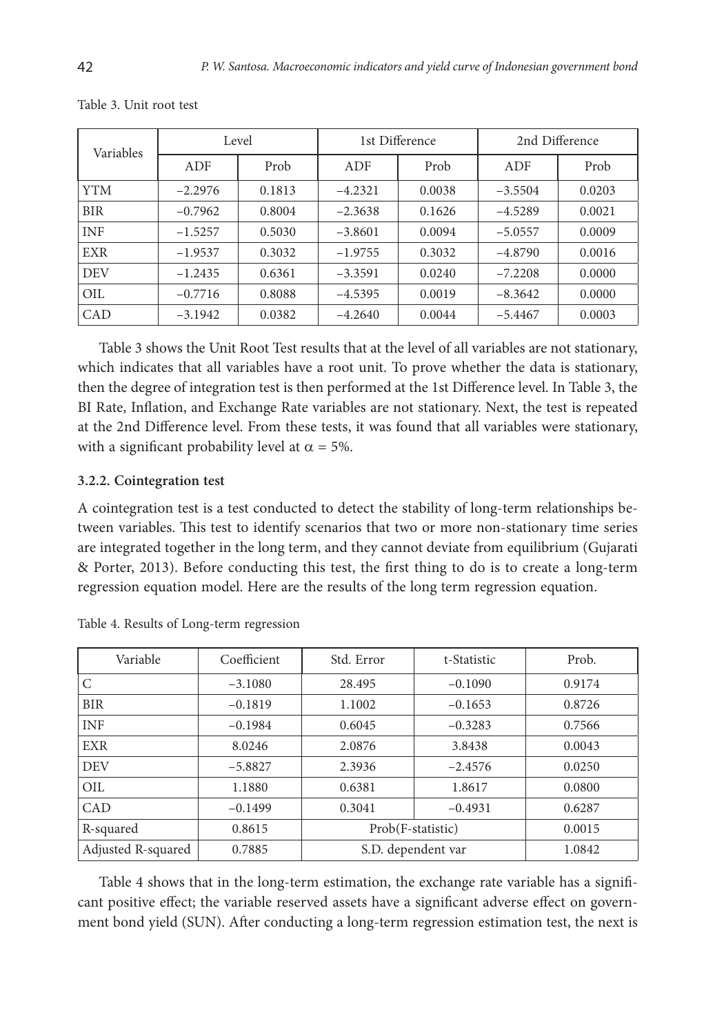Table 3. Unit root test

| Variables | Level | | 1st Difference | | 2nd Difference | |
|---|---|---|---|---|---|---|
| | ADF | Prob | ADF | Prob | ADF | Prob |
| YTM | −2.2976 | 0.1813 | −4.2321 | 0.0038 | −3.5504 | 0.0203 |
| BIR | −0.7962 | 0.8004 | −2.3638 | 0.1626 | −4.5289 | 0.0021 |
| INF | −1.5257 | 0.5030 | −3.8601 | 0.0094 | −5.0557 | 0.0009 |
| EXR | −1.9537 | 0.3032 | −1.9755 | 0.3032 | −4.8790 | 0.0016 |
| DEV | −1.2435 | 0.6361 | −3.3591 | 0.0240 | −7.2208 | 0.0000 |
| OIL | −0.7716 | 0.8088 | −4.5395 | 0.0019 | −8.3642 | 0.0000 |
| CAD | −3.1942 | 0.0382 | −4.2640 | 0.0044 | −5.4467 | 0.0003 |

Table 3 shows the Unit Root Test results that at the level of all variables are not stationary, which indicates that all variables have a root unit. To prove whether the data is stationary, then the degree of integration test is then performed at the 1st Difference level. In Table 3, the BI Rate, Inflation, and Exchange Rate variables are not stationary. Next, the test is repeated at the 2nd Difference level. From these tests, it was found that all variables were stationary, with a significant probability level at $\alpha = 5\%$.

### 3.2.2. Cointegration test

A cointegration test is a test conducted to detect the stability of long-term relationships between variables. This test to identify scenarios that two or more non-stationary time series are integrated together in the long term, and they cannot deviate from equilibrium (Gujarati & Porter, 2013). Before conducting this test, the first thing to do is to create a long-term regression equation model. Here are the results of the long term regression equation.

Table 4. Results of Long-term regression

| Variable | Coefficient | Std. Error | t-Statistic | Prob. |
|---|---|---|---|---|
| C | −3.1080 | 28.495 | −0.1090 | 0.9174 |
| BIR | −0.1819 | 1.1002 | −0.1653 | 0.8726 |
| INF | −0.1984 | 0.6045 | −0.3283 | 0.7566 |
| EXR | 8.0246 | 2.0876 | 3.8438 | 0.0043 |
| DEV | −5.8827 | 2.3936 | −2.4576 | 0.0250 |
| OIL | 1.1880 | 0.6381 | 1.8617 | 0.0800 |
| CAD | −0.1499 | 0.3041 | −0.4931 | 0.6287 |
| R-squared | 0.8615 | Prob(F-statistic) | | 0.0015 |
| Adjusted R-squared | 0.7885 | S.D. dependent var | | 1.0842 |

Table 4 shows that in the long-term estimation, the exchange rate variable has a significant positive effect; the variable reserved assets have a significant adverse effect on government bond yield (SUN). After conducting a long-term regression estimation test, the next is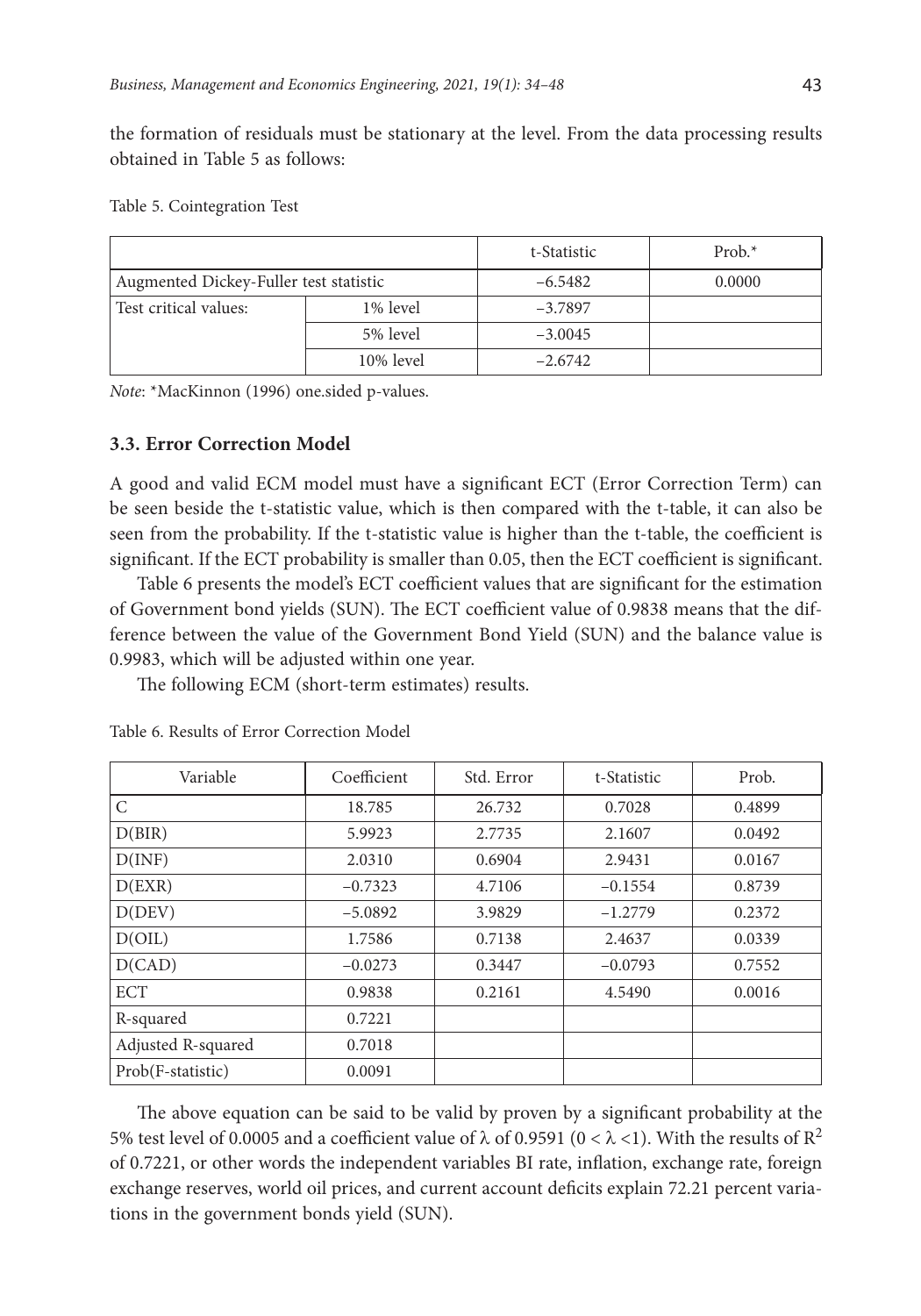the formation of residuals must be stationary at the level. From the data processing results obtained in Table 5 as follows:

Table 5. Cointegration Test

| | | t-Statistic | Prob.* |
|---|---|---|---|
| Augmented Dickey-Fuller test statistic | | −6.5482 | 0.0000 |
| Test critical values: | 1% level | −3.7897 | |
| | 5% level | −3.0045 | |
| | 10% level | −2.6742 | |

*Note*: *MacKinnon (1996) one.sided p-values.

### 3.3. Error Correction Model

A good and valid ECM model must have a significant ECT (Error Correction Term) can be seen beside the t-statistic value, which is then compared with the t-table, it can also be seen from the probability. If the t-statistic value is higher than the t-table, the coefficient is significant. If the ECT probability is smaller than 0.05, then the ECT coefficient is significant.

Table 6 presents the model's ECT coefficient values that are significant for the estimation of Government bond yields (SUN). The ECT coefficient value of 0.9838 means that the difference between the value of the Government Bond Yield (SUN) and the balance value is 0.9983, which will be adjusted within one year.

The following ECM (short-term estimates) results.

Table 6. Results of Error Correction Model

| Variable | Coefficient | Std. Error | t-Statistic | Prob. |
|---|---|---|---|---|
| C | 18.785 | 26.732 | 0.7028 | 0.4899 |
| D(BIR) | 5.9923 | 2.7735 | 2.1607 | 0.0492 |
| D(INF) | 2.0310 | 0.6904 | 2.9431 | 0.0167 |
| D(EXR) | −0.7323 | 4.7106 | −0.1554 | 0.8739 |
| D(DEV) | −5.0892 | 3.9829 | −1.2779 | 0.2372 |
| D(OIL) | 1.7586 | 0.7138 | 2.4637 | 0.0339 |
| D(CAD) | −0.0273 | 0.3447 | −0.0793 | 0.7552 |
| ECT | 0.9838 | 0.2161 | 4.5490 | 0.0016 |
| R-squared | 0.7221 | | | |
| Adjusted R-squared | 0.7018 | | | |
| Prob(F-statistic) | 0.0091 | | | |

The above equation can be said to be valid by proven by a significant probability at the 5% test level of 0.0005 and a coefficient value of $\lambda$ of 0.9591 ($0 < \lambda < 1$). With the results of $R^2$ of 0.7221, or other words the independent variables BI rate, inflation, exchange rate, foreign exchange reserves, world oil prices, and current account deficits explain 72.21 percent variations in the government bonds yield (SUN).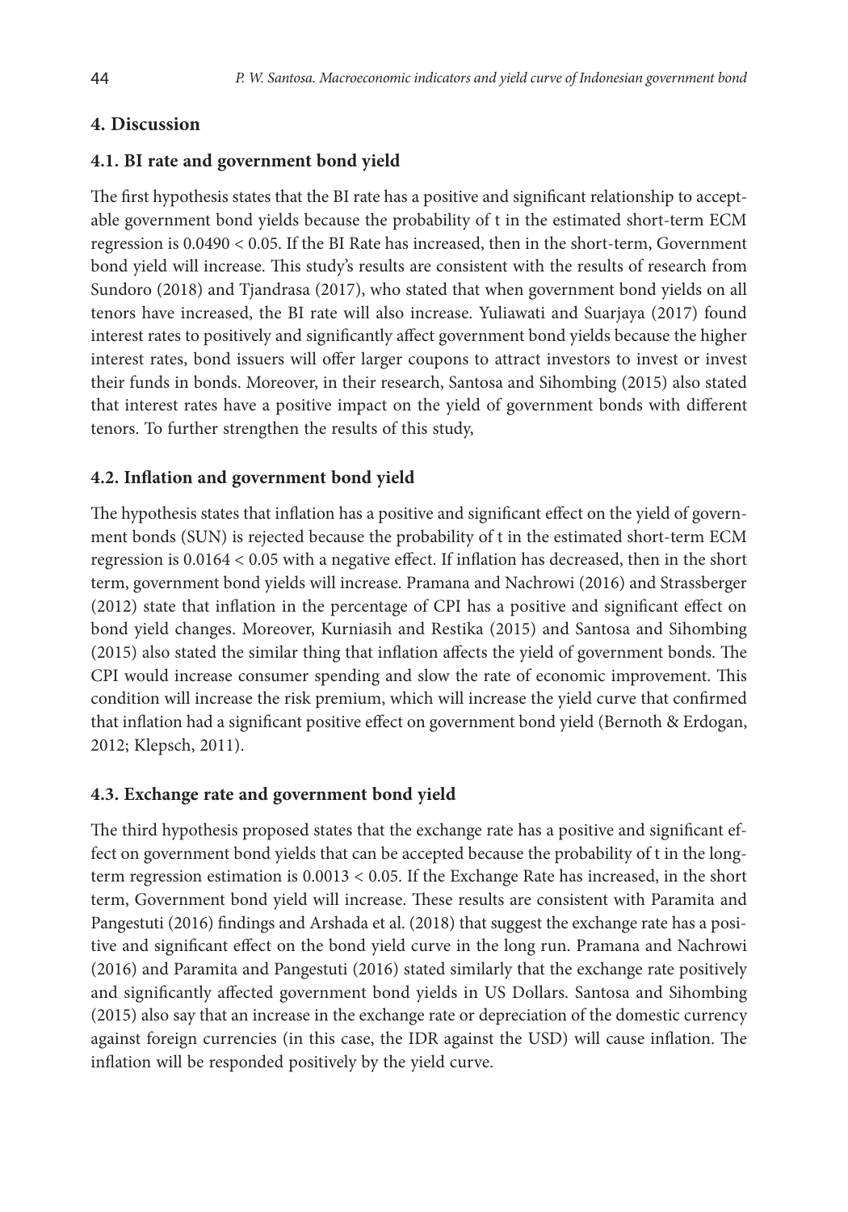## 4. Discussion

### 4.1. BI rate and government bond yield

The first hypothesis states that the BI rate has a positive and significant relationship to acceptable government bond yields because the probability of t in the estimated short-term ECM regression is 0.0490 < 0.05. If the BI Rate has increased, then in the short-term, Government bond yield will increase. This study's results are consistent with the results of research from Sundoro (2018) and Tjandrasa (2017), who stated that when government bond yields on all tenors have increased, the BI rate will also increase. Yuliawati and Suarjaya (2017) found interest rates to positively and significantly affect government bond yields because the higher interest rates, bond issuers will offer larger coupons to attract investors to invest or invest their funds in bonds. Moreover, in their research, Santosa and Sihombing (2015) also stated that interest rates have a positive impact on the yield of government bonds with different tenors. To further strengthen the results of this study,

### 4.2. Inflation and government bond yield

The hypothesis states that inflation has a positive and significant effect on the yield of government bonds (SUN) is rejected because the probability of t in the estimated short-term ECM regression is 0.0164 < 0.05 with a negative effect. If inflation has decreased, then in the short term, government bond yields will increase. Pramana and Nachrowi (2016) and Strassberger (2012) state that inflation in the percentage of CPI has a positive and significant effect on bond yield changes. Moreover, Kurniasih and Restika (2015) and Santosa and Sihombing (2015) also stated the similar thing that inflation affects the yield of government bonds. The CPI would increase consumer spending and slow the rate of economic improvement. This condition will increase the risk premium, which will increase the yield curve that confirmed that inflation had a significant positive effect on government bond yield (Bernoth & Erdogan, 2012; Klepsch, 2011).

### 4.3. Exchange rate and government bond yield

The third hypothesis proposed states that the exchange rate has a positive and significant effect on government bond yields that can be accepted because the probability of t in the long-term regression estimation is 0.0013 < 0.05. If the Exchange Rate has increased, in the short term, Government bond yield will increase. These results are consistent with Paramita and Pangestuti (2016) findings and Arshada et al. (2018) that suggest the exchange rate has a positive and significant effect on the bond yield curve in the long run. Pramana and Nachrowi (2016) and Paramita and Pangestuti (2016) stated similarly that the exchange rate positively and significantly affected government bond yields in US Dollars. Santosa and Sihombing (2015) also say that an increase in the exchange rate or depreciation of the domestic currency against foreign currencies (in this case, the IDR against the USD) will cause inflation. The inflation will be responded positively by the yield curve.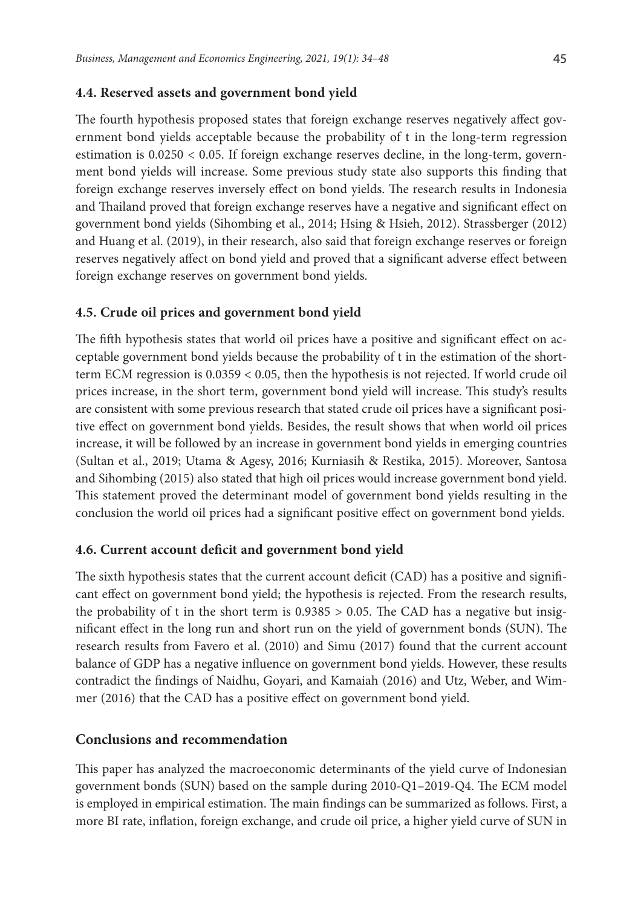### 4.4. Reserved assets and government bond yield

The fourth hypothesis proposed states that foreign exchange reserves negatively affect government bond yields acceptable because the probability of t in the long-term regression estimation is $0.0250 < 0.05$. If foreign exchange reserves decline, in the long-term, government bond yields will increase. Some previous study state also supports this finding that foreign exchange reserves inversely effect on bond yields. The research results in Indonesia and Thailand proved that foreign exchange reserves have a negative and significant effect on government bond yields (Sihombing et al., 2014; Hsing & Hsieh, 2012). Strassberger (2012) and Huang et al. (2019), in their research, also said that foreign exchange reserves or foreign reserves negatively affect on bond yield and proved that a significant adverse effect between foreign exchange reserves on government bond yields.

### 4.5. Crude oil prices and government bond yield

The fifth hypothesis states that world oil prices have a positive and significant effect on acceptable government bond yields because the probability of t in the estimation of the short-term ECM regression is $0.0359 < 0.05$, then the hypothesis is not rejected. If world crude oil prices increase, in the short term, government bond yield will increase. This study's results are consistent with some previous research that stated crude oil prices have a significant positive effect on government bond yields. Besides, the result shows that when world oil prices increase, it will be followed by an increase in government bond yields in emerging countries (Sultan et al., 2019; Utama & Agesy, 2016; Kurniasih & Restika, 2015). Moreover, Santosa and Sihombing (2015) also stated that high oil prices would increase government bond yield. This statement proved the determinant model of government bond yields resulting in the conclusion the world oil prices had a significant positive effect on government bond yields.

### 4.6. Current account deficit and government bond yield

The sixth hypothesis states that the current account deficit (CAD) has a positive and significant effect on government bond yield; the hypothesis is rejected. From the research results, the probability of t in the short term is $0.9385 > 0.05$. The CAD has a negative but insignificant effect in the long run and short run on the yield of government bonds (SUN). The research results from Favero et al. (2010) and Simu (2017) found that the current account balance of GDP has a negative influence on government bond yields. However, these results contradict the findings of Naidhu, Goyari, and Kamaiah (2016) and Utz, Weber, and Wimmer (2016) that the CAD has a positive effect on government bond yield.

## Conclusions and recommendation

This paper has analyzed the macroeconomic determinants of the yield curve of Indonesian government bonds (SUN) based on the sample during 2010-Q1–2019-Q4. The ECM model is employed in empirical estimation. The main findings can be summarized as follows. First, a more BI rate, inflation, foreign exchange, and crude oil price, a higher yield curve of SUN in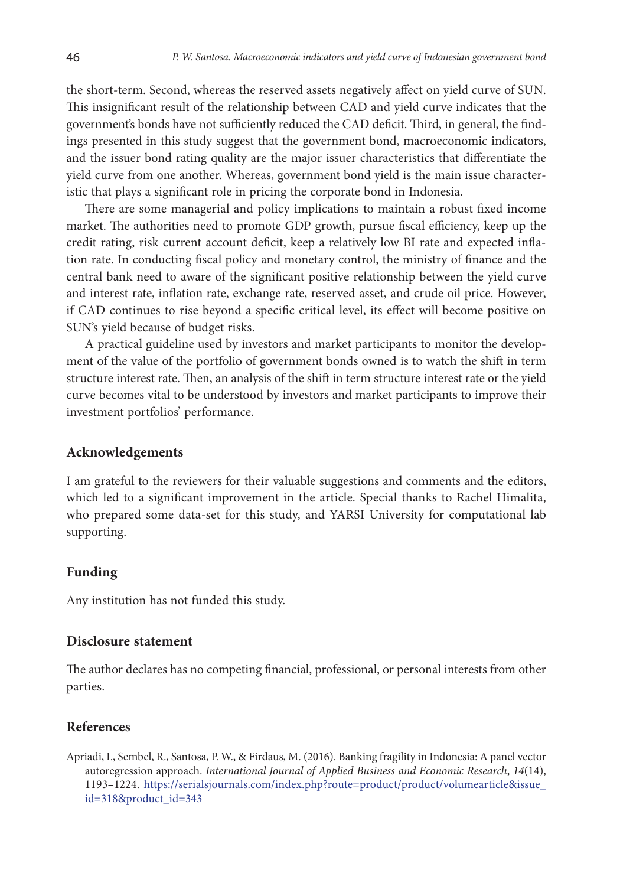the short-term. Second, whereas the reserved assets negatively affect on yield curve of SUN. This insignificant result of the relationship between CAD and yield curve indicates that the government's bonds have not sufficiently reduced the CAD deficit. Third, in general, the findings presented in this study suggest that the government bond, macroeconomic indicators, and the issuer bond rating quality are the major issuer characteristics that differentiate the yield curve from one another. Whereas, government bond yield is the main issue characteristic that plays a significant role in pricing the corporate bond in Indonesia.

There are some managerial and policy implications to maintain a robust fixed income market. The authorities need to promote GDP growth, pursue fiscal efficiency, keep up the credit rating, risk current account deficit, keep a relatively low BI rate and expected inflation rate. In conducting fiscal policy and monetary control, the ministry of finance and the central bank need to aware of the significant positive relationship between the yield curve and interest rate, inflation rate, exchange rate, reserved asset, and crude oil price. However, if CAD continues to rise beyond a specific critical level, its effect will become positive on SUN's yield because of budget risks.

A practical guideline used by investors and market participants to monitor the development of the value of the portfolio of government bonds owned is to watch the shift in term structure interest rate. Then, an analysis of the shift in term structure interest rate or the yield curve becomes vital to be understood by investors and market participants to improve their investment portfolios' performance.

## Acknowledgements

I am grateful to the reviewers for their valuable suggestions and comments and the editors, which led to a significant improvement in the article. Special thanks to Rachel Himalita, who prepared some data-set for this study, and YARSI University for computational lab supporting.

## Funding

Any institution has not funded this study.

## Disclosure statement

The author declares has no competing financial, professional, or personal interests from other parties.

## References

Apriadi, I., Sembel, R., Santosa, P. W., & Firdaus, M. (2016). Banking fragility in Indonesia: A panel vector autoregression approach. *International Journal of Applied Business and Economic Research*, *14*(14), 1193–1224. https://serialsjournals.com/index.php?route=product/product/volumearticle&issue_id=318&product_id=343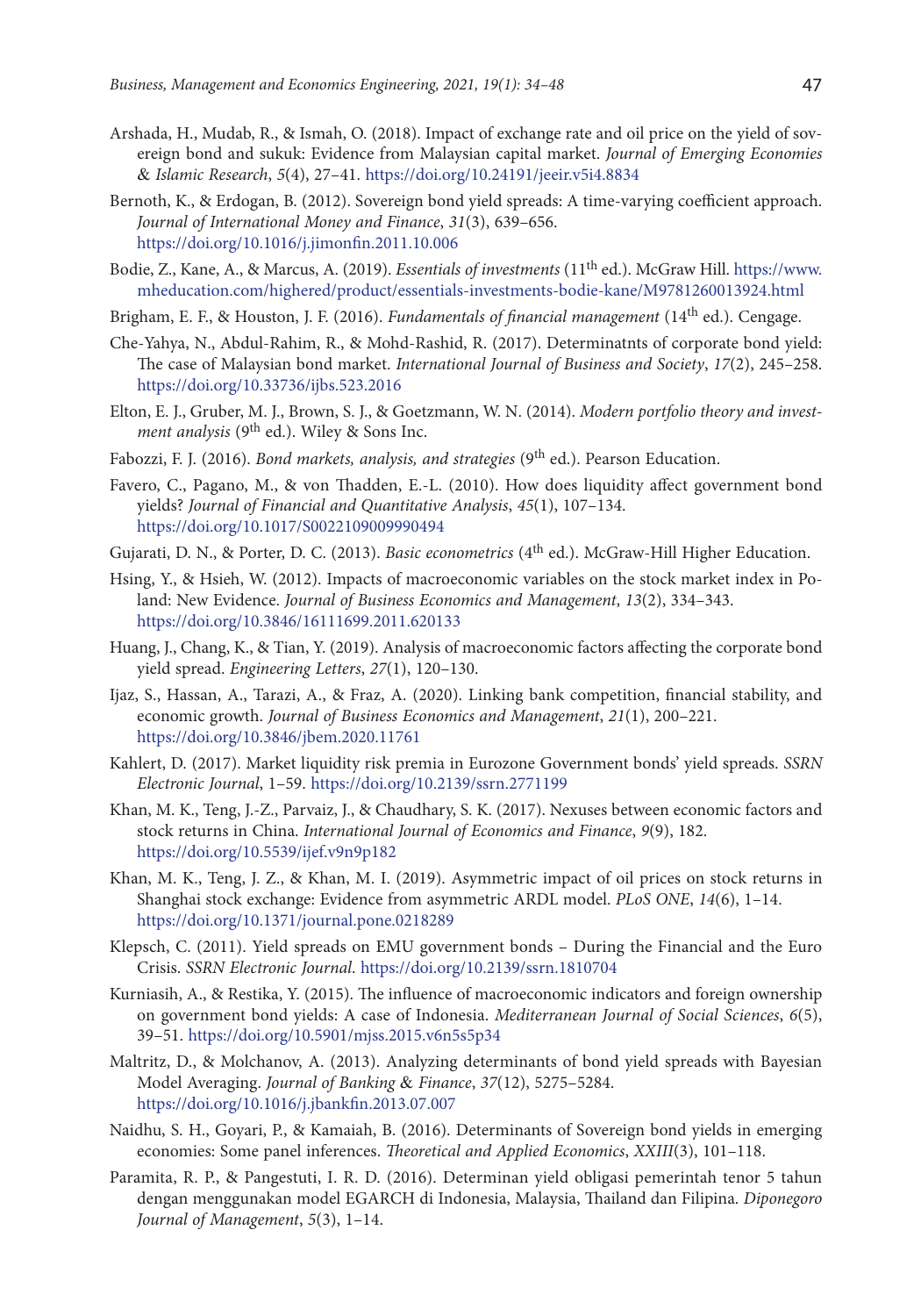Arshada, H., Mudab, R., & Ismah, O. (2018). Impact of exchange rate and oil price on the yield of sovereign bond and sukuk: Evidence from Malaysian capital market. *Journal of Emerging Economies & Islamic Research*, *5*(4), 27–41. https://doi.org/10.24191/jeeir.v5i4.8834

Bernoth, K., & Erdogan, B. (2012). Sovereign bond yield spreads: A time-varying coefficient approach. *Journal of International Money and Finance*, *31*(3), 639–656. https://doi.org/10.1016/j.jimonfin.2011.10.006

Bodie, Z., Kane, A., & Marcus, A. (2019). *Essentials of investments* (11th ed.). McGraw Hill. https://www.mheducation.com/highered/product/essentials-investments-bodie-kane/M9781260013924.html

Brigham, E. F., & Houston, J. F. (2016). *Fundamentals of financial management* (14th ed.). Cengage.

Che-Yahya, N., Abdul-Rahim, R., & Mohd-Rashid, R. (2017). Determinatnts of corporate bond yield: The case of Malaysian bond market. *International Journal of Business and Society*, *17*(2), 245–258. https://doi.org/10.33736/ijbs.523.2016

Elton, E. J., Gruber, M. J., Brown, S. J., & Goetzmann, W. N. (2014). *Modern portfolio theory and investment analysis* (9th ed.). Wiley & Sons Inc.

Fabozzi, F. J. (2016). *Bond markets, analysis, and strategies* (9th ed.). Pearson Education.

Favero, C., Pagano, M., & von Thadden, E.-L. (2010). How does liquidity affect government bond yields? *Journal of Financial and Quantitative Analysis*, *45*(1), 107–134. https://doi.org/10.1017/S0022109009990494

Gujarati, D. N., & Porter, D. C. (2013). *Basic econometrics* (4th ed.). McGraw-Hill Higher Education.

Hsing, Y., & Hsieh, W. (2012). Impacts of macroeconomic variables on the stock market index in Poland: New Evidence. *Journal of Business Economics and Management*, *13*(2), 334–343. https://doi.org/10.3846/16111699.2011.620133

Huang, J., Chang, K., & Tian, Y. (2019). Analysis of macroeconomic factors affecting the corporate bond yield spread. *Engineering Letters*, *27*(1), 120–130.

Ijaz, S., Hassan, A., Tarazi, A., & Fraz, A. (2020). Linking bank competition, financial stability, and economic growth. *Journal of Business Economics and Management*, *21*(1), 200–221. https://doi.org/10.3846/jbem.2020.11761

Kahlert, D. (2017). Market liquidity risk premia in Eurozone Government bonds' yield spreads. *SSRN Electronic Journal*, 1–59. https://doi.org/10.2139/ssrn.2771199

Khan, M. K., Teng, J.-Z., Parvaiz, J., & Chaudhary, S. K. (2017). Nexuses between economic factors and stock returns in China. *International Journal of Economics and Finance*, *9*(9), 182. https://doi.org/10.5539/ijef.v9n9p182

Khan, M. K., Teng, J. Z., & Khan, M. I. (2019). Asymmetric impact of oil prices on stock returns in Shanghai stock exchange: Evidence from asymmetric ARDL model. *PLoS ONE*, *14*(6), 1–14. https://doi.org/10.1371/journal.pone.0218289

Klepsch, C. (2011). Yield spreads on EMU government bonds – During the Financial and the Euro Crisis. *SSRN Electronic Journal*. https://doi.org/10.2139/ssrn.1810704

Kurniasih, A., & Restika, Y. (2015). The influence of macroeconomic indicators and foreign ownership on government bond yields: A case of Indonesia. *Mediterranean Journal of Social Sciences*, *6*(5), 39–51. https://doi.org/10.5901/mjss.2015.v6n5s5p34

Maltritz, D., & Molchanov, A. (2013). Analyzing determinants of bond yield spreads with Bayesian Model Averaging. *Journal of Banking & Finance*, *37*(12), 5275–5284. https://doi.org/10.1016/j.jbankfin.2013.07.007

Naidhu, S. H., Goyari, P., & Kamaiah, B. (2016). Determinants of Sovereign bond yields in emerging economies: Some panel inferences. *Theoretical and Applied Economics*, *XXIII*(3), 101–118.

Paramita, R. P., & Pangestuti, I. R. D. (2016). Determinan yield obligasi pemerintah tenor 5 tahun dengan menggunakan model EGARCH di Indonesia, Malaysia, Thailand dan Filipina. *Diponegoro Journal of Management*, *5*(3), 1–14.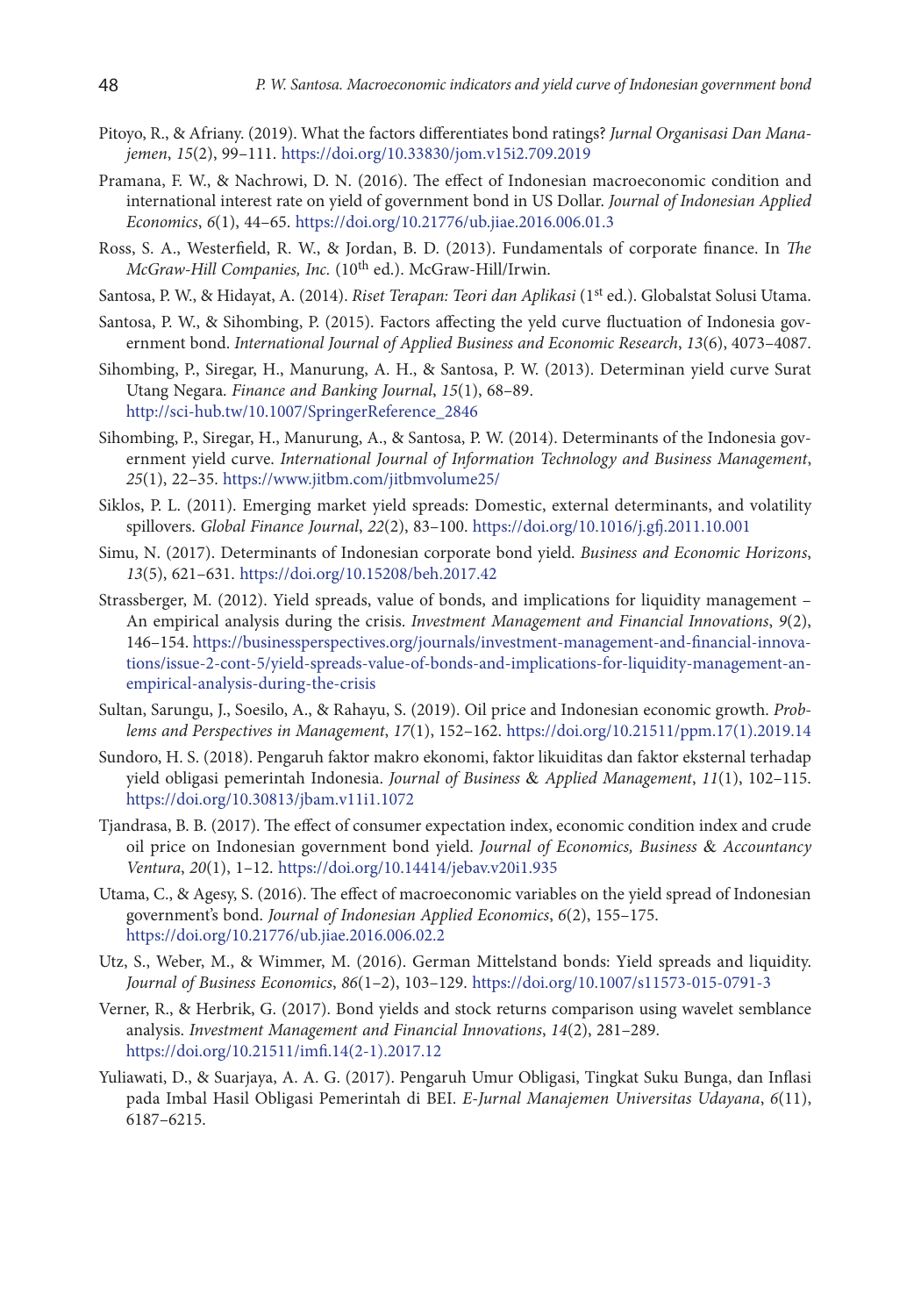Pitoyo, R., & Afriany. (2019). What the factors differentiates bond ratings? *Jurnal Organisasi Dan Manajemen*, *15*(2), 99–111. https://doi.org/10.33830/jom.v15i2.709.2019

Pramana, F. W., & Nachrowi, D. N. (2016). The effect of Indonesian macroeconomic condition and international interest rate on yield of government bond in US Dollar. *Journal of Indonesian Applied Economics*, *6*(1), 44–65. https://doi.org/10.21776/ub.jiae.2016.006.01.3

Ross, S. A., Westerfield, R. W., & Jordan, B. D. (2013). Fundamentals of corporate finance. In *The McGraw-Hill Companies, Inc.* (10th ed.). McGraw-Hill/Irwin.

Santosa, P. W., & Hidayat, A. (2014). *Riset Terapan: Teori dan Aplikasi* (1st ed.). Globalstat Solusi Utama.

Santosa, P. W., & Sihombing, P. (2015). Factors affecting the yeld curve fluctuation of Indonesia government bond. *International Journal of Applied Business and Economic Research*, *13*(6), 4073–4087.

Sihombing, P., Siregar, H., Manurung, A. H., & Santosa, P. W. (2013). Determinan yield curve Surat Utang Negara. *Finance and Banking Journal*, *15*(1), 68–89. http://sci-hub.tw/10.1007/SpringerReference_2846

Sihombing, P., Siregar, H., Manurung, A., & Santosa, P. W. (2014). Determinants of the Indonesia government yield curve. *International Journal of Information Technology and Business Management*, *25*(1), 22–35. https://www.jitbm.com/jitbmvolume25/

Siklos, P. L. (2011). Emerging market yield spreads: Domestic, external determinants, and volatility spillovers. *Global Finance Journal*, *22*(2), 83–100. https://doi.org/10.1016/j.gfj.2011.10.001

Simu, N. (2017). Determinants of Indonesian corporate bond yield. *Business and Economic Horizons*, *13*(5), 621–631. https://doi.org/10.15208/beh.2017.42

Strassberger, M. (2012). Yield spreads, value of bonds, and implications for liquidity management – An empirical analysis during the crisis. *Investment Management and Financial Innovations*, *9*(2), 146–154. https://businessperspectives.org/journals/investment-management-and-financial-innovations/issue-2-cont-5/yield-spreads-value-of-bonds-and-implications-for-liquidity-management-an-empirical-analysis-during-the-crisis

Sultan, Sarungu, J., Soesilo, A., & Rahayu, S. (2019). Oil price and Indonesian economic growth. *Problems and Perspectives in Management*, *17*(1), 152–162. https://doi.org/10.21511/ppm.17(1).2019.14

Sundoro, H. S. (2018). Pengaruh faktor makro ekonomi, faktor likuiditas dan faktor eksternal terhadap yield obligasi pemerintah Indonesia. *Journal of Business & Applied Management*, *11*(1), 102–115. https://doi.org/10.30813/jbam.v11i1.1072

Tjandrasa, B. B. (2017). The effect of consumer expectation index, economic condition index and crude oil price on Indonesian government bond yield. *Journal of Economics, Business & Accountancy Ventura*, *20*(1), 1–12. https://doi.org/10.14414/jebav.v20i1.935

Utama, C., & Agesy, S. (2016). The effect of macroeconomic variables on the yield spread of Indonesian government's bond. *Journal of Indonesian Applied Economics*, *6*(2), 155–175. https://doi.org/10.21776/ub.jiae.2016.006.02.2

Utz, S., Weber, M., & Wimmer, M. (2016). German Mittelstand bonds: Yield spreads and liquidity. *Journal of Business Economics*, *86*(1–2), 103–129. https://doi.org/10.1007/s11573-015-0791-3

Verner, R., & Herbrik, G. (2017). Bond yields and stock returns comparison using wavelet semblance analysis. *Investment Management and Financial Innovations*, *14*(2), 281–289. https://doi.org/10.21511/imfi.14(2-1).2017.12

Yuliawati, D., & Suarjaya, A. A. G. (2017). Pengaruh Umur Obligasi, Tingkat Suku Bunga, dan Inflasi pada Imbal Hasil Obligasi Pemerintah di BEI. *E-Jurnal Manajemen Universitas Udayana*, *6*(11), 6187–6215.